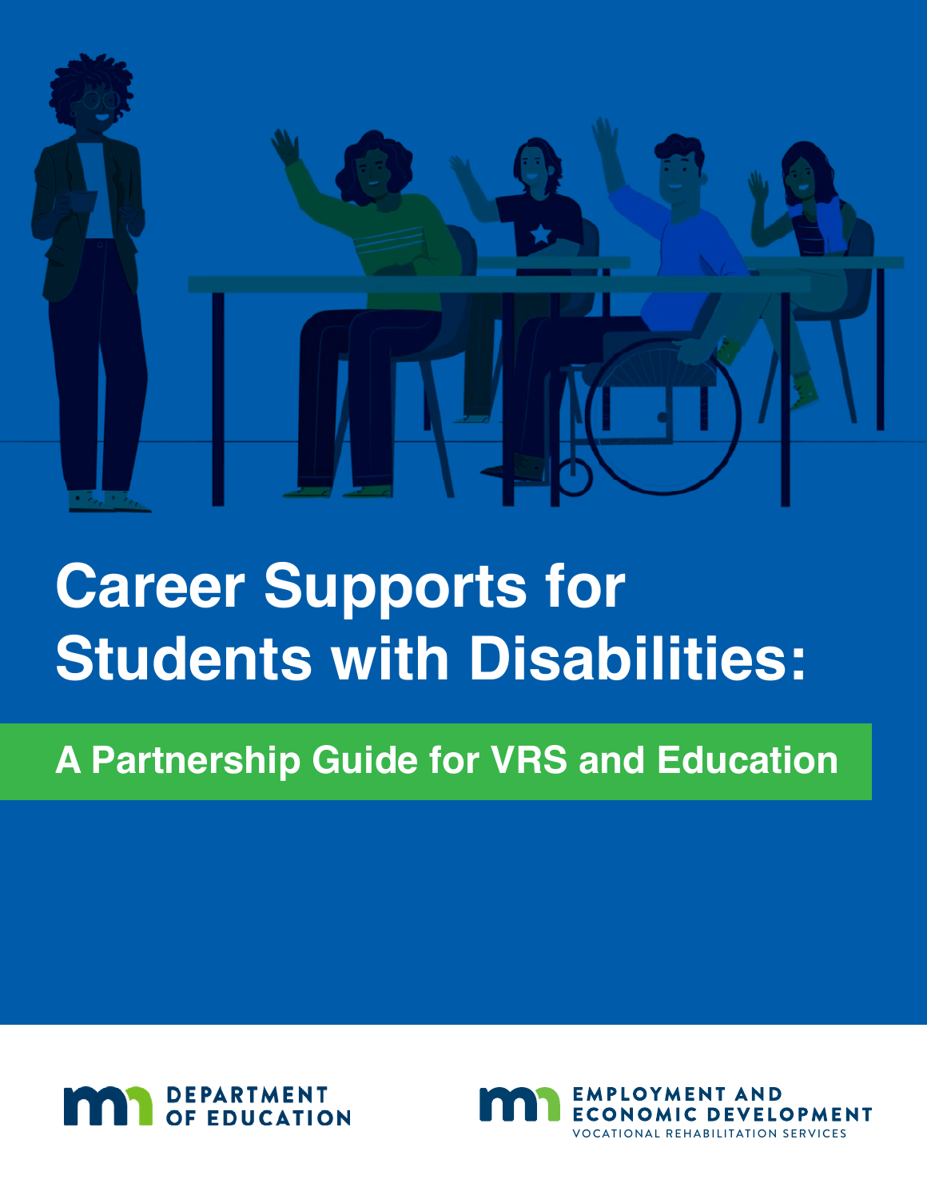# Career Supports for Students with Disabilities:

## A Partnership Guide for VRS and Education

DEPARTMENT OF EDUCATION

EMPLOYMENT AND ECONOMIC DEVELOPMENT
VOCATIONAL REHABILITATION SERVICES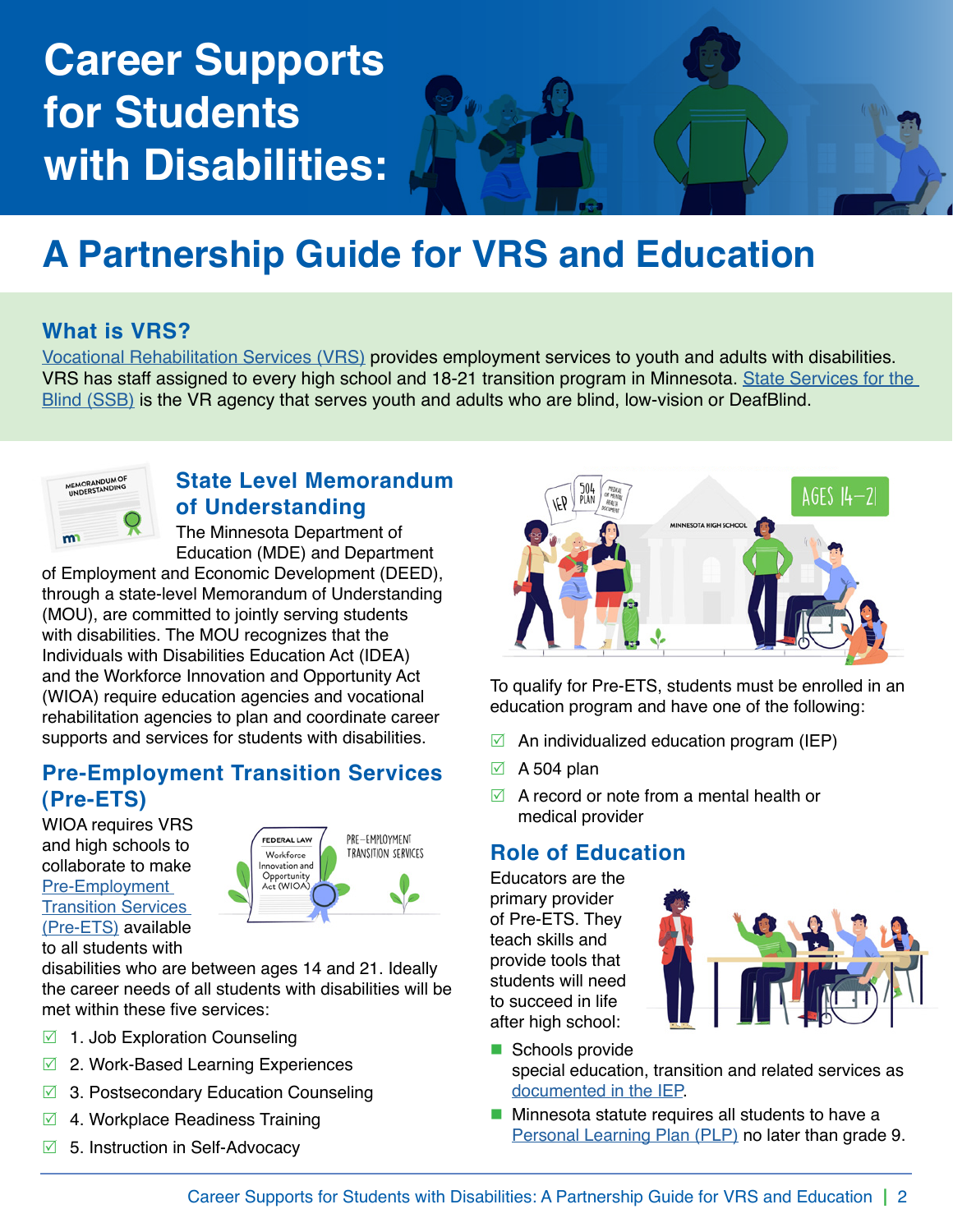# Career Supports for Students with Disabilities:

# A Partnership Guide for VRS and Education

## What is VRS?

Vocational Rehabilitation Services (VRS) provides employment services to youth and adults with disabilities. VRS has staff assigned to every high school and 18-21 transition program in Minnesota. State Services for the Blind (SSB) is the VR agency that serves youth and adults who are blind, low-vision or DeafBlind.

## State Level Memorandum of Understanding

The Minnesota Department of Education (MDE) and Department of Employment and Economic Development (DEED), through a state-level Memorandum of Understanding (MOU), are committed to jointly serving students with disabilities. The MOU recognizes that the Individuals with Disabilities Education Act (IDEA) and the Workforce Innovation and Opportunity Act (WIOA) require education agencies and vocational rehabilitation agencies to plan and coordinate career supports and services for students with disabilities.

## Pre-Employment Transition Services (Pre-ETS)

WIOA requires VRS and high schools to collaborate to make Pre-Employment Transition Services (Pre-ETS) available to all students with disabilities who are between ages 14 and 21. Ideally the career needs of all students with disabilities will be met within these five services:

- ☑ 1. Job Exploration Counseling
- ☑ 2. Work-Based Learning Experiences
- ☑ 3. Postsecondary Education Counseling
- ☑ 4. Workplace Readiness Training
- ☑ 5. Instruction in Self-Advocacy

To qualify for Pre-ETS, students must be enrolled in an education program and have one of the following:

- ☑ An individualized education program (IEP)
- ☑ A 504 plan
- ☑ A record or note from a mental health or medical provider

## Role of Education

Educators are the primary provider of Pre-ETS. They teach skills and provide tools that students will need to succeed in life after high school:

- Schools provide special education, transition and related services as documented in the IEP.
- Minnesota statute requires all students to have a Personal Learning Plan (PLP) no later than grade 9.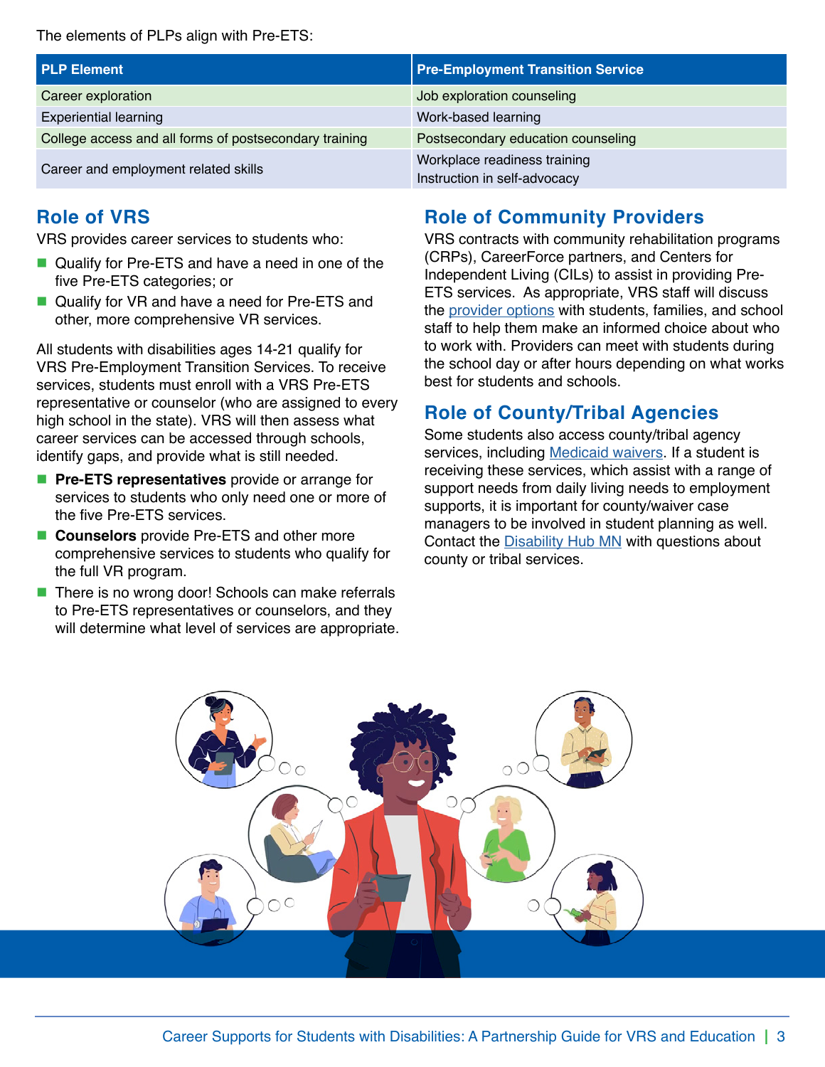The elements of PLPs align with Pre-ETS:

| PLP Element | Pre-Employment Transition Service |
|---|---|
| Career exploration | Job exploration counseling |
| Experiential learning | Work-based learning |
| College access and all forms of postsecondary training | Postsecondary education counseling |
| Career and employment related skills | Workplace readiness training<br>Instruction in self-advocacy |

## Role of VRS

VRS provides career services to students who:

- Qualify for Pre-ETS and have a need in one of the five Pre-ETS categories; or
- Qualify for VR and have a need for Pre-ETS and other, more comprehensive VR services.

All students with disabilities ages 14-21 qualify for VRS Pre-Employment Transition Services. To receive services, students must enroll with a VRS Pre-ETS representative or counselor (who are assigned to every high school in the state). VRS will then assess what career services can be accessed through schools, identify gaps, and provide what is still needed.

- **Pre-ETS representatives** provide or arrange for services to students who only need one or more of the five Pre-ETS services.
- **Counselors** provide Pre-ETS and other more comprehensive services to students who qualify for the full VR program.
- There is no wrong door! Schools can make referrals to Pre-ETS representatives or counselors, and they will determine what level of services are appropriate.

## Role of Community Providers

VRS contracts with community rehabilitation programs (CRPs), CareerForce partners, and Centers for Independent Living (CILs) to assist in providing Pre-ETS services. As appropriate, VRS staff will discuss the provider options with students, families, and school staff to help them make an informed choice about who to work with. Providers can meet with students during the school day or after hours depending on what works best for students and schools.

## Role of County/Tribal Agencies

Some students also access county/tribal agency services, including Medicaid waivers. If a student is receiving these services, which assist with a range of support needs from daily living needs to employment supports, it is important for county/waiver case managers to be involved in student planning as well. Contact the Disability Hub MN with questions about county or tribal services.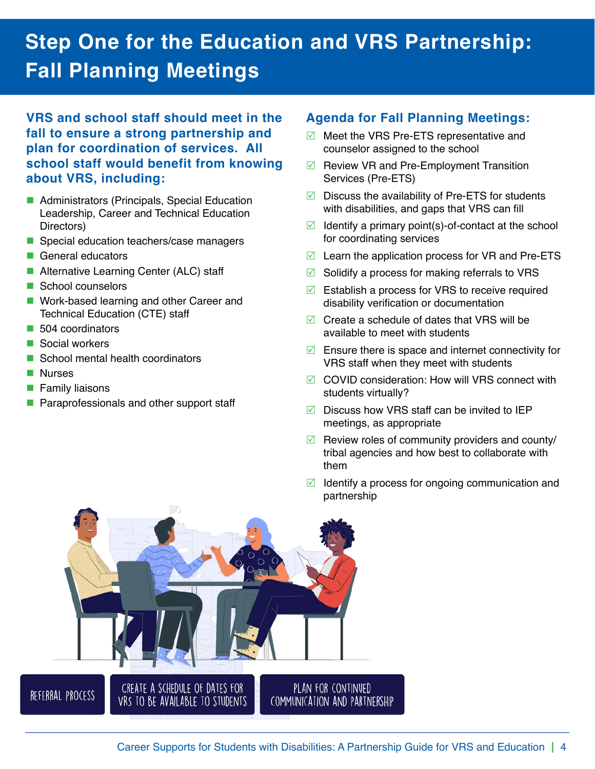# Step One for the Education and VRS Partnership: Fall Planning Meetings

**VRS and school staff should meet in the fall to ensure a strong partnership and plan for coordination of services. All school staff would benefit from knowing about VRS, including:**

- Administrators (Principals, Special Education Leadership, Career and Technical Education Directors)
- Special education teachers/case managers
- General educators
- Alternative Learning Center (ALC) staff
- School counselors
- Work-based learning and other Career and Technical Education (CTE) staff
- 504 coordinators
- Social workers
- School mental health coordinators
- Nurses
- Family liaisons
- Paraprofessionals and other support staff

## Agenda for Fall Planning Meetings:

- ☑ Meet the VRS Pre-ETS representative and counselor assigned to the school
- ☑ Review VR and Pre-Employment Transition Services (Pre-ETS)
- ☑ Discuss the availability of Pre-ETS for students with disabilities, and gaps that VRS can fill
- ☑ Identify a primary point(s)-of-contact at the school for coordinating services
- ☑ Learn the application process for VR and Pre-ETS
- ☑ Solidify a process for making referrals to VRS
- ☑ Establish a process for VRS to receive required disability verification or documentation
- ☑ Create a schedule of dates that VRS will be available to meet with students
- ☑ Ensure there is space and internet connectivity for VRS staff when they meet with students
- ☑ COVID consideration: How will VRS connect with students virtually?
- ☑ Discuss how VRS staff can be invited to IEP meetings, as appropriate
- ☑ Review roles of community providers and county/tribal agencies and how best to collaborate with them
- ☑ Identify a process for ongoing communication and partnership

REFERRAL PROCESS

CREATE A SCHEDULE OF DATES FOR VRS TO BE AVAILABLE TO STUDENTS

PLAN FOR CONTINUED COMMUNICATION AND PARTNERSHIP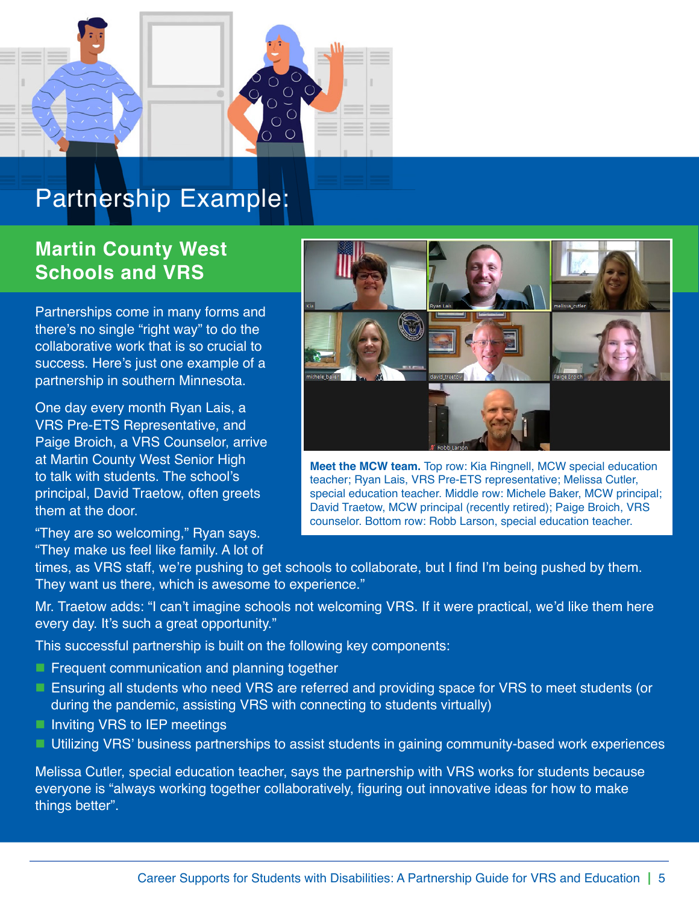# Partnership Example:

## Martin County West Schools and VRS

Partnerships come in many forms and there's no single "right way" to do the collaborative work that is so crucial to success. Here's just one example of a partnership in southern Minnesota.

One day every month Ryan Lais, a VRS Pre-ETS Representative, and Paige Broich, a VRS Counselor, arrive at Martin County West Senior High to talk with students. The school's principal, David Traetow, often greets them at the door.

**Meet the MCW team.** Top row: Kia Ringnell, MCW special education teacher; Ryan Lais, VRS Pre-ETS representative; Melissa Cutler, special education teacher. Middle row: Michele Baker, MCW principal; David Traetow, MCW principal (recently retired); Paige Broich, VRS counselor. Bottom row: Robb Larson, special education teacher.

"They are so welcoming," Ryan says. "They make us feel like family. A lot of times, as VRS staff, we're pushing to get schools to collaborate, but I find I'm being pushed by them. They want us there, which is awesome to experience."

Mr. Traetow adds: "I can't imagine schools not welcoming VRS. If it were practical, we'd like them here every day. It's such a great opportunity."

This successful partnership is built on the following key components:

- Frequent communication and planning together
- Ensuring all students who need VRS are referred and providing space for VRS to meet students (or during the pandemic, assisting VRS with connecting to students virtually)
- Inviting VRS to IEP meetings
- Utilizing VRS' business partnerships to assist students in gaining community-based work experiences

Melissa Cutler, special education teacher, says the partnership with VRS works for students because everyone is "always working together collaboratively, figuring out innovative ideas for how to make things better".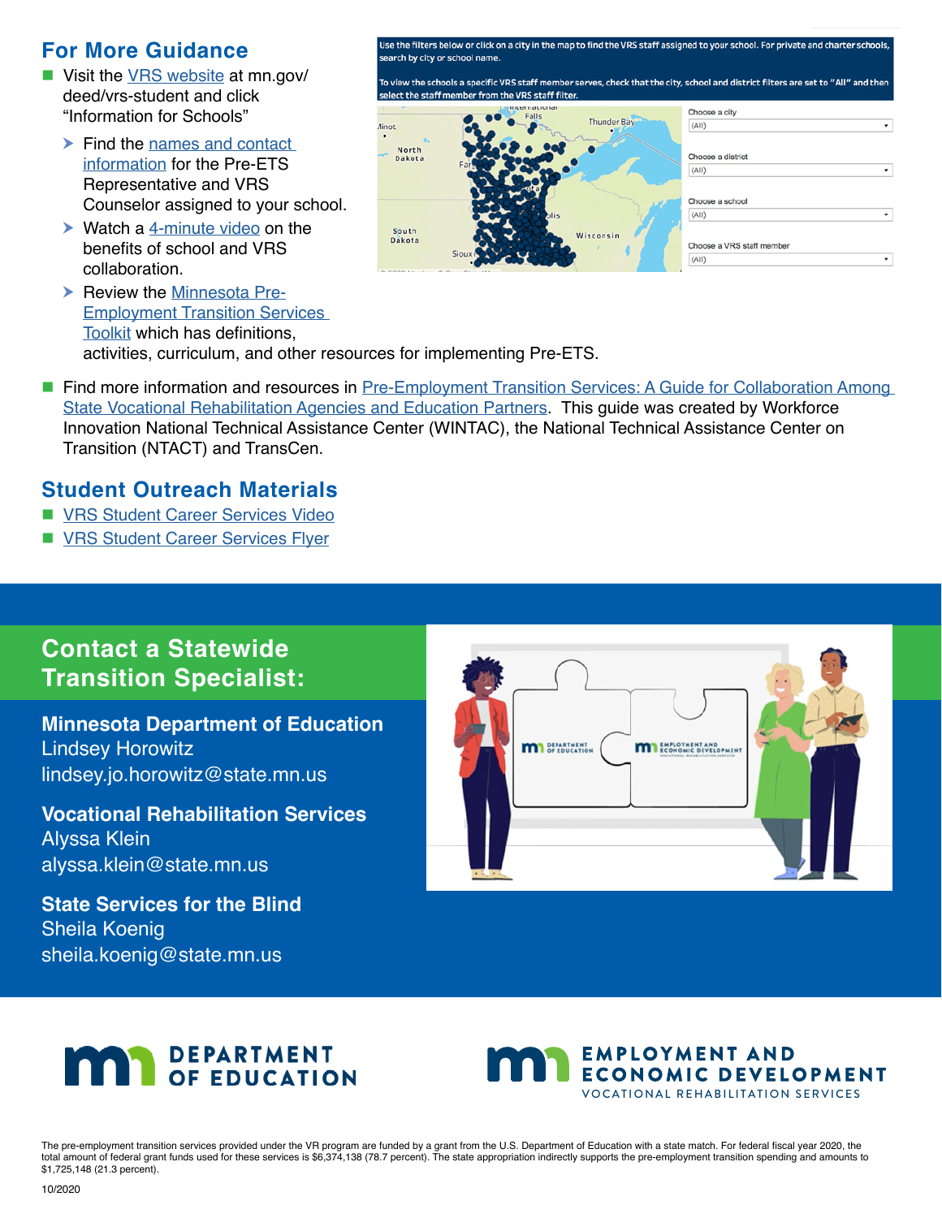## For More Guidance

- Visit the VRS website at mn.gov/deed/vrs-student and click "Information for Schools"
  - Find the names and contact information for the Pre-ETS Representative and VRS Counselor assigned to your school.
  - Watch a 4-minute video on the benefits of school and VRS collaboration.
  - Review the Minnesota Pre-Employment Transition Services Toolkit which has definitions, activities, curriculum, and other resources for implementing Pre-ETS.
- Find more information and resources in Pre-Employment Transition Services: A Guide for Collaboration Among State Vocational Rehabilitation Agencies and Education Partners. This guide was created by Workforce Innovation National Technical Assistance Center (WINTAC), the National Technical Assistance Center on Transition (NTACT) and TransCen.

## Student Outreach Materials

- VRS Student Career Services Video
- VRS Student Career Services Flyer

## Contact a Statewide Transition Specialist:

**Minnesota Department of Education**
Lindsey Horowitz
lindsey.jo.horowitz@state.mn.us

**Vocational Rehabilitation Services**
Alyssa Klein
alyssa.klein@state.mn.us

**State Services for the Blind**
Sheila Koenig
sheila.koenig@state.mn.us

DEPARTMENT OF EDUCATION

EMPLOYMENT AND ECONOMIC DEVELOPMENT
VOCATIONAL REHABILITATION SERVICES

The pre-employment transition services provided under the VR program are funded by a grant from the U.S. Department of Education with a state match. For federal fiscal year 2020, the total amount of federal grant funds used for these services is $6,374,138 (78.7 percent). The state appropriation indirectly supports the pre-employment transition spending and amounts to $1,725,148 (21.3 percent).

10/2020